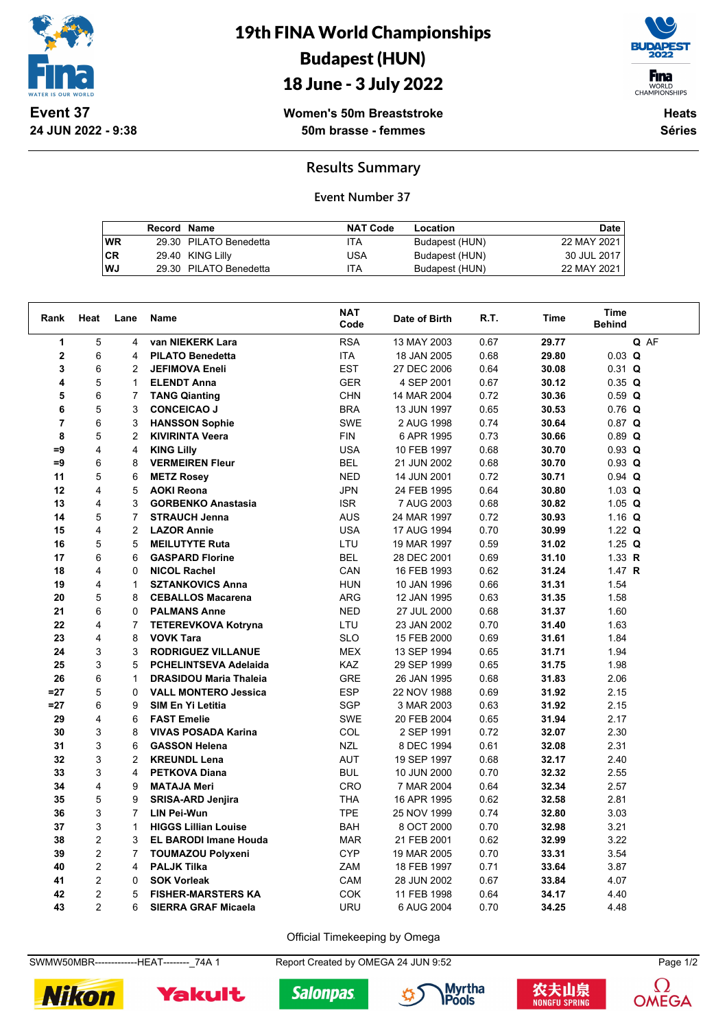# 19th FINA World Championships
# Budapest (HUN)
# 18 June - 3 July 2022

**Event 37**
**24 JUN 2022 - 9:38**

**Women's 50m Breaststroke**
**50m brasse - femmes**

**Heats**
**Séries**

## Results Summary

### Event Number 37

| | Record | Name | NAT Code | Location | Date |
|---|---|---|---|---|---|
| WR | 29.30 | PILATO Benedetta | ITA | Budapest (HUN) | 22 MAY 2021 |
| CR | 29.40 | KING Lilly | USA | Budapest (HUN) | 30 JUL 2017 |
| WJ | 29.30 | PILATO Benedetta | ITA | Budapest (HUN) | 22 MAY 2021 |

| Rank | Heat | Lane | Name | NAT Code | Date of Birth | R.T. | Time | Time Behind | |
|---|---|---|---|---|---|---|---|---|---|
| 1 | 5 | 4 | van NIEKERK Lara | RSA | 13 MAY 2003 | 0.67 | 29.77 | | Q AF |
| 2 | 6 | 4 | PILATO Benedetta | ITA | 18 JAN 2005 | 0.68 | 29.80 | 0.03 | Q |
| 3 | 6 | 2 | JEFIMOVA Eneli | EST | 27 DEC 2006 | 0.64 | 30.08 | 0.31 | Q |
| 4 | 5 | 1 | ELENDT Anna | GER | 4 SEP 2001 | 0.67 | 30.12 | 0.35 | Q |
| 5 | 6 | 7 | TANG Qianting | CHN | 14 MAR 2004 | 0.72 | 30.36 | 0.59 | Q |
| 6 | 5 | 3 | CONCEICAO J | BRA | 13 JUN 1997 | 0.65 | 30.53 | 0.76 | Q |
| 7 | 6 | 3 | HANSSON Sophie | SWE | 2 AUG 1998 | 0.74 | 30.64 | 0.87 | Q |
| 8 | 5 | 2 | KIVIRINTA Veera | FIN | 6 APR 1995 | 0.73 | 30.66 | 0.89 | Q |
| =9 | 4 | 4 | KING Lilly | USA | 10 FEB 1997 | 0.68 | 30.70 | 0.93 | Q |
| =9 | 6 | 8 | VERMEIREN Fleur | BEL | 21 JUN 2002 | 0.68 | 30.70 | 0.93 | Q |
| 11 | 5 | 6 | METZ Rosey | NED | 14 JUN 2001 | 0.72 | 30.71 | 0.94 | Q |
| 12 | 4 | 5 | AOKI Reona | JPN | 24 FEB 1995 | 0.64 | 30.80 | 1.03 | Q |
| 13 | 4 | 3 | GORBENKO Anastasia | ISR | 7 AUG 2003 | 0.68 | 30.82 | 1.05 | Q |
| 14 | 5 | 7 | STRAUCH Jenna | AUS | 24 MAR 1997 | 0.72 | 30.93 | 1.16 | Q |
| 15 | 4 | 2 | LAZOR Annie | USA | 17 AUG 1994 | 0.70 | 30.99 | 1.22 | Q |
| 16 | 5 | 5 | MEILUTYTE Ruta | LTU | 19 MAR 1997 | 0.59 | 31.02 | 1.25 | Q |
| 17 | 6 | 6 | GASPARD Florine | BEL | 28 DEC 2001 | 0.69 | 31.10 | 1.33 | R |
| 18 | 4 | 0 | NICOL Rachel | CAN | 16 FEB 1993 | 0.62 | 31.24 | 1.47 | R |
| 19 | 4 | 1 | SZTANKOVICS Anna | HUN | 10 JAN 1996 | 0.66 | 31.31 | 1.54 | |
| 20 | 5 | 8 | CEBALLOS Macarena | ARG | 12 JAN 1995 | 0.63 | 31.35 | 1.58 | |
| 21 | 6 | 0 | PALMANS Anne | NED | 27 JUL 2000 | 0.68 | 31.37 | 1.60 | |
| 22 | 4 | 7 | TETEREVKOVA Kotryna | LTU | 23 JAN 2002 | 0.70 | 31.40 | 1.63 | |
| 23 | 4 | 8 | VOVK Tara | SLO | 15 FEB 2000 | 0.69 | 31.61 | 1.84 | |
| 24 | 3 | 3 | RODRIGUEZ VILLANUE | MEX | 13 SEP 1994 | 0.65 | 31.71 | 1.94 | |
| 25 | 3 | 5 | PCHELINTSEVA Adelaida | KAZ | 29 SEP 1999 | 0.65 | 31.75 | 1.98 | |
| 26 | 6 | 1 | DRASIDOU Maria Thaleia | GRE | 26 JAN 1995 | 0.68 | 31.83 | 2.06 | |
| =27 | 5 | 0 | VALL MONTERO Jessica | ESP | 22 NOV 1988 | 0.69 | 31.92 | 2.15 | |
| =27 | 6 | 9 | SIM En Yi Letitia | SGP | 3 MAR 2003 | 0.63 | 31.92 | 2.15 | |
| 29 | 4 | 6 | FAST Emelie | SWE | 20 FEB 2004 | 0.65 | 31.94 | 2.17 | |
| 30 | 3 | 8 | VIVAS POSADA Karina | COL | 2 SEP 1991 | 0.72 | 32.07 | 2.30 | |
| 31 | 3 | 6 | GASSON Helena | NZL | 8 DEC 1994 | 0.61 | 32.08 | 2.31 | |
| 32 | 3 | 2 | KREUNDL Lena | AUT | 19 SEP 1997 | 0.68 | 32.17 | 2.40 | |
| 33 | 3 | 4 | PETKOVA Diana | BUL | 10 JUN 2000 | 0.70 | 32.32 | 2.55 | |
| 34 | 4 | 9 | MATAJA Meri | CRO | 7 MAR 2004 | 0.64 | 32.34 | 2.57 | |
| 35 | 5 | 9 | SRISA-ARD Jenjira | THA | 16 APR 1995 | 0.62 | 32.58 | 2.81 | |
| 36 | 3 | 7 | LIN Pei-Wun | TPE | 25 NOV 1999 | 0.74 | 32.80 | 3.03 | |
| 37 | 3 | 1 | HIGGS Lillian Louise | BAH | 8 OCT 2000 | 0.70 | 32.98 | 3.21 | |
| 38 | 2 | 3 | EL BARODI Imane Houda | MAR | 21 FEB 2001 | 0.62 | 32.99 | 3.22 | |
| 39 | 2 | 7 | TOUMAZOU Polyxeni | CYP | 19 MAR 2005 | 0.70 | 33.31 | 3.54 | |
| 40 | 2 | 4 | PALJK Tilka | ZAM | 18 FEB 1997 | 0.71 | 33.64 | 3.87 | |
| 41 | 2 | 0 | SOK Vorleak | CAM | 28 JUN 2002 | 0.67 | 33.84 | 4.07 | |
| 42 | 2 | 5 | FISHER-MARSTERS KA | COK | 11 FEB 1998 | 0.64 | 34.17 | 4.40 | |
| 43 | 2 | 6 | SIERRA GRAF Micaela | URU | 6 AUG 2004 | 0.70 | 34.25 | 4.48 | |

Official Timekeeping by Omega

SWMW50MBR-------------HEAT--------_74A 1 Report Created by OMEGA 24 JUN 9:52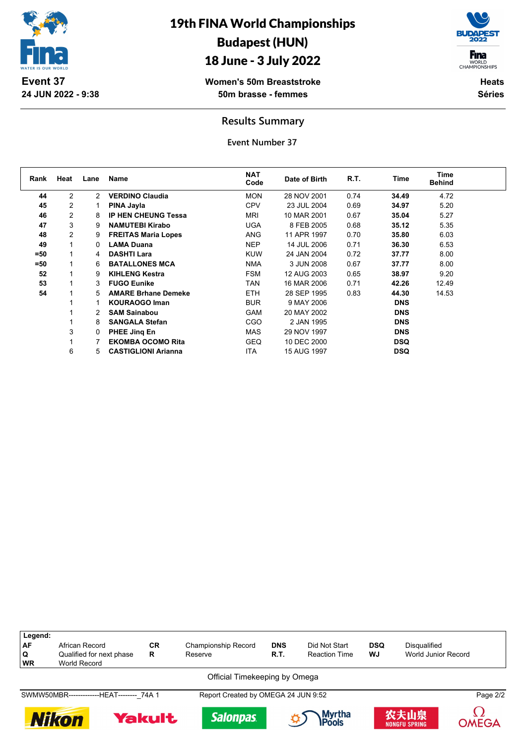# 19th FINA World Championships
## Budapest (HUN)
## 18 June - 3 July 2022

**Event 37**
**24 JUN 2022 - 9:38**

**Women's 50m Breaststroke**
**50m brasse - femmes**

**Heats**
**Séries**

### Results Summary

**Event Number 37**

| Rank | Heat | Lane | Name | NAT Code | Date of Birth | R.T. | Time | Time Behind |
|---|---|---|---|---|---|---|---|---|
| **44** | 2 | 2 | **VERDINO Claudia** | MON | 28 NOV 2001 | 0.74 | **34.49** | 4.72 |
| **45** | 2 | 1 | **PINA Jayla** | CPV | 23 JUL 2004 | 0.69 | **34.97** | 5.20 |
| **46** | 2 | 8 | **IP HEN CHEUNG Tessa** | MRI | 10 MAR 2001 | 0.67 | **35.04** | 5.27 |
| **47** | 3 | 9 | **NAMUTEBI Kirabo** | UGA | 8 FEB 2005 | 0.68 | **35.12** | 5.35 |
| **48** | 2 | 9 | **FREITAS Maria Lopes** | ANG | 11 APR 1997 | 0.70 | **35.80** | 6.03 |
| **49** | 1 | 0 | **LAMA Duana** | NEP | 14 JUL 2006 | 0.71 | **36.30** | 6.53 |
| **=50** | 1 | 4 | **DASHTI Lara** | KUW | 24 JAN 2004 | 0.72 | **37.77** | 8.00 |
| **=50** | 1 | 6 | **BATALLONES MCA** | NMA | 3 JUN 2008 | 0.67 | **37.77** | 8.00 |
| **52** | 1 | 9 | **KIHLENG Kestra** | FSM | 12 AUG 2003 | 0.65 | **38.97** | 9.20 |
| **53** | 1 | 3 | **FUGO Eunike** | TAN | 16 MAR 2006 | 0.71 | **42.26** | 12.49 |
| **54** | 1 | 5 | **AMARE Brhane Demeke** | ETH | 28 SEP 1995 | 0.83 | **44.30** | 14.53 |
| | 1 | 1 | **KOURAOGO Iman** | BUR | 9 MAY 2006 | | **DNS** | |
| | 1 | 2 | **SAM Sainabou** | GAM | 20 MAY 2002 | | **DNS** | |
| | 1 | 8 | **SANGALA Stefan** | CGO | 2 JAN 1995 | | **DNS** | |
| | 3 | 0 | **PHEE Jinq En** | MAS | 29 NOV 1997 | | **DNS** | |
| | 1 | 7 | **EKOMBA OCOMO Rita** | GEQ | 10 DEC 2000 | | **DSQ** | |
| | 6 | 5 | **CASTIGLIONI Arianna** | ITA | 15 AUG 1997 | | **DSQ** | |

**Legend:**

| | | | | | | | |
|---|---|---|---|---|---|---|---|
| **AF** | African Record | **CR** | Championship Record | **DNS** | Did Not Start | **DSQ** | Disqualified |
| **Q** | Qualified for next phase | **R** | Reserve | **R.T.** | Reaction Time | **WJ** | World Junior Record |
| **WR** | World Record | | | | | | |

Official Timekeeping by Omega

SWMW50MBR-------------HEAT--------_74A 1 — Report Created by OMEGA 24 JUN 9:52